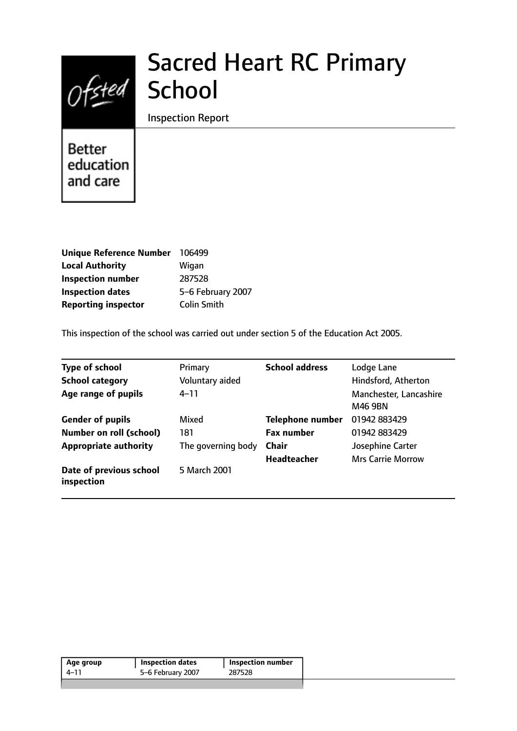# Sacred Heart RC Primary School

Inspection Report

Better education and care

| | |
|---|---|
| **Unique Reference Number** | 106499 |
| **Local Authority** | Wigan |
| **Inspection number** | 287528 |
| **Inspection dates** | 5–6 February 2007 |
| **Reporting inspector** | Colin Smith |

This inspection of the school was carried out under section 5 of the Education Act 2005.

| | | | |
|---|---|---|---|
| **Type of school** | Primary | **School address** | Lodge Lane |
| **School category** | Voluntary aided | | Hindsford, Atherton |
| **Age range of pupils** | 4–11 | | Manchester, Lancashire M46 9BN |
| **Gender of pupils** | Mixed | **Telephone number** | 01942 883429 |
| **Number on roll (school)** | 181 | **Fax number** | 01942 883429 |
| **Appropriate authority** | The governing body | **Chair** | Josephine Carter |
| | | **Headteacher** | Mrs Carrie Morrow |
| **Date of previous school inspection** | 5 March 2001 | | |

| Age group | Inspection dates | Inspection number |
|---|---|---|
| 4–11 | 5–6 February 2007 | 287528 |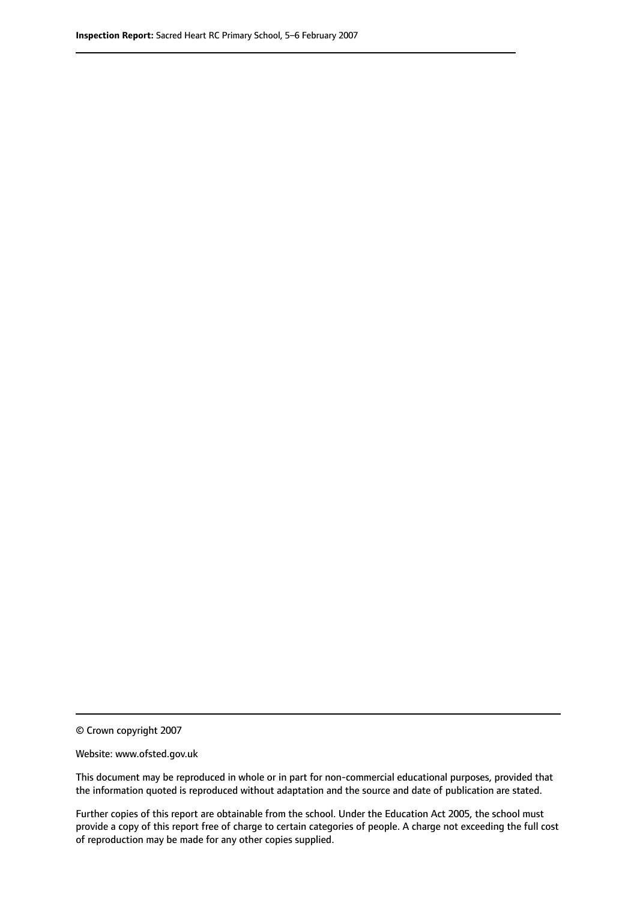© Crown copyright 2007

Website: www.ofsted.gov.uk

This document may be reproduced in whole or in part for non-commercial educational purposes, provided that the information quoted is reproduced without adaptation and the source and date of publication are stated.

Further copies of this report are obtainable from the school. Under the Education Act 2005, the school must provide a copy of this report free of charge to certain categories of people. A charge not exceeding the full cost of reproduction may be made for any other copies supplied.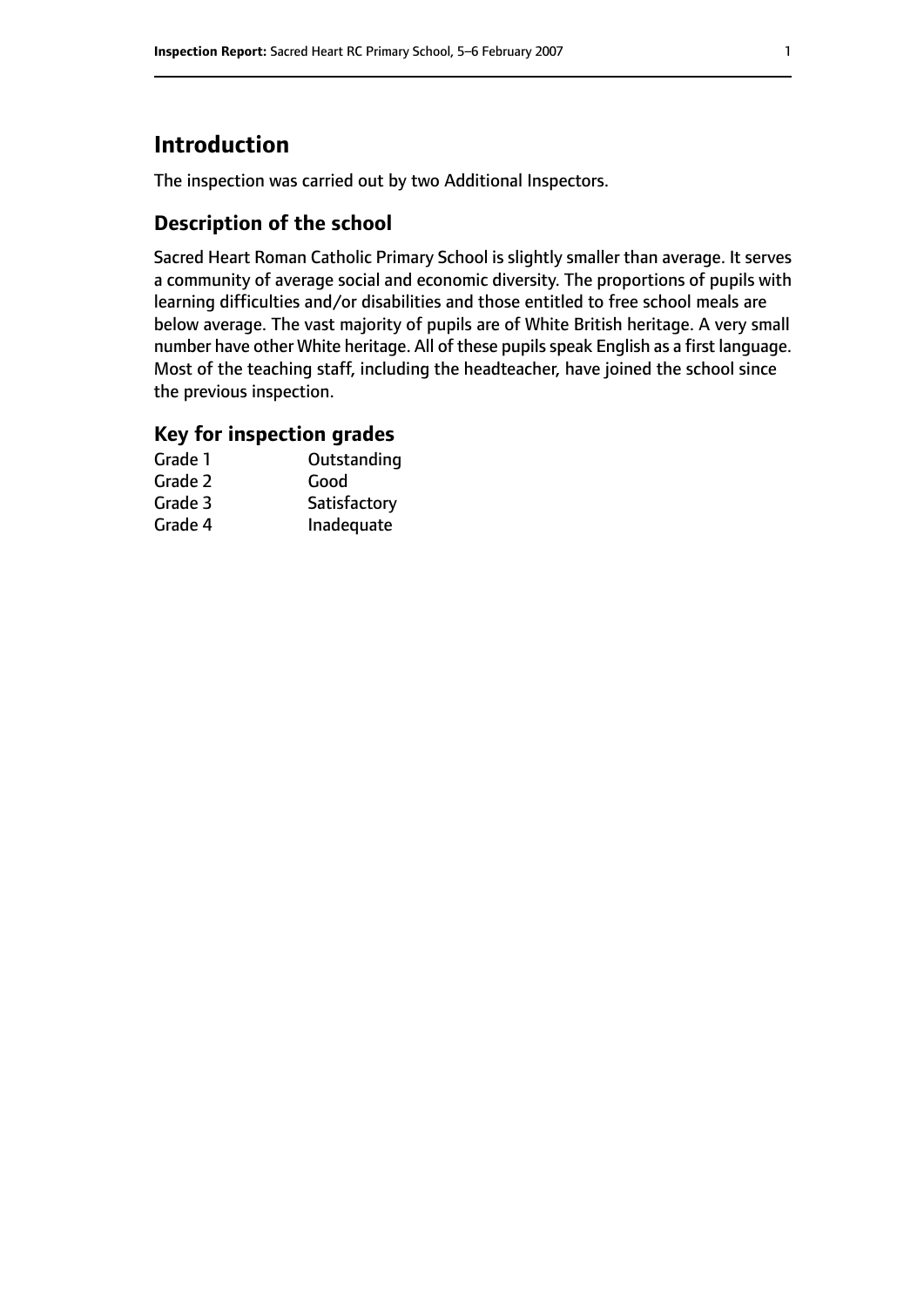# Introduction

The inspection was carried out by two Additional Inspectors.

## Description of the school

Sacred Heart Roman Catholic Primary School is slightly smaller than average. It serves a community of average social and economic diversity. The proportions of pupils with learning difficulties and/or disabilities and those entitled to free school meals are below average. The vast majority of pupils are of White British heritage. A very small number have other White heritage. All of these pupils speak English as a first language. Most of the teaching staff, including the headteacher, have joined the school since the previous inspection.

## Key for inspection grades

| | |
|---|---|
| Grade 1 | Outstanding |
| Grade 2 | Good |
| Grade 3 | Satisfactory |
| Grade 4 | Inadequate |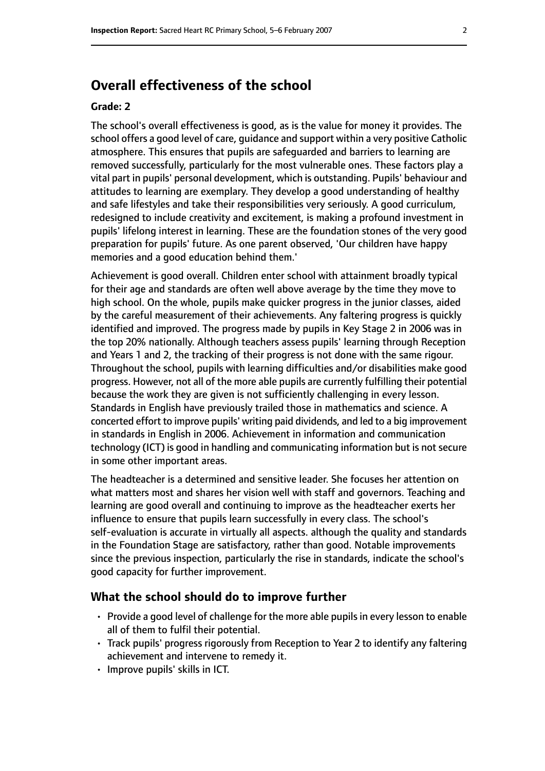## Overall effectiveness of the school

### Grade: 2

The school's overall effectiveness is good, as is the value for money it provides. The school offers a good level of care, guidance and support within a very positive Catholic atmosphere. This ensures that pupils are safeguarded and barriers to learning are removed successfully, particularly for the most vulnerable ones. These factors play a vital part in pupils' personal development, which is outstanding. Pupils' behaviour and attitudes to learning are exemplary. They develop a good understanding of healthy and safe lifestyles and take their responsibilities very seriously. A good curriculum, redesigned to include creativity and excitement, is making a profound investment in pupils' lifelong interest in learning. These are the foundation stones of the very good preparation for pupils' future. As one parent observed, 'Our children have happy memories and a good education behind them.'

Achievement is good overall. Children enter school with attainment broadly typical for their age and standards are often well above average by the time they move to high school. On the whole, pupils make quicker progress in the junior classes, aided by the careful measurement of their achievements. Any faltering progress is quickly identified and improved. The progress made by pupils in Key Stage 2 in 2006 was in the top 20% nationally. Although teachers assess pupils' learning through Reception and Years 1 and 2, the tracking of their progress is not done with the same rigour. Throughout the school, pupils with learning difficulties and/or disabilities make good progress. However, not all of the more able pupils are currently fulfilling their potential because the work they are given is not sufficiently challenging in every lesson. Standards in English have previously trailed those in mathematics and science. A concerted effort to improve pupils' writing paid dividends, and led to a big improvement in standards in English in 2006. Achievement in information and communication technology (ICT) is good in handling and communicating information but is not secure in some other important areas.

The headteacher is a determined and sensitive leader. She focuses her attention on what matters most and shares her vision well with staff and governors. Teaching and learning are good overall and continuing to improve as the headteacher exerts her influence to ensure that pupils learn successfully in every class. The school's self-evaluation is accurate in virtually all aspects. although the quality and standards in the Foundation Stage are satisfactory, rather than good. Notable improvements since the previous inspection, particularly the rise in standards, indicate the school's good capacity for further improvement.

### What the school should do to improve further

- Provide a good level of challenge for the more able pupils in every lesson to enable all of them to fulfil their potential.
- Track pupils' progress rigorously from Reception to Year 2 to identify any faltering achievement and intervene to remedy it.
- Improve pupils' skills in ICT.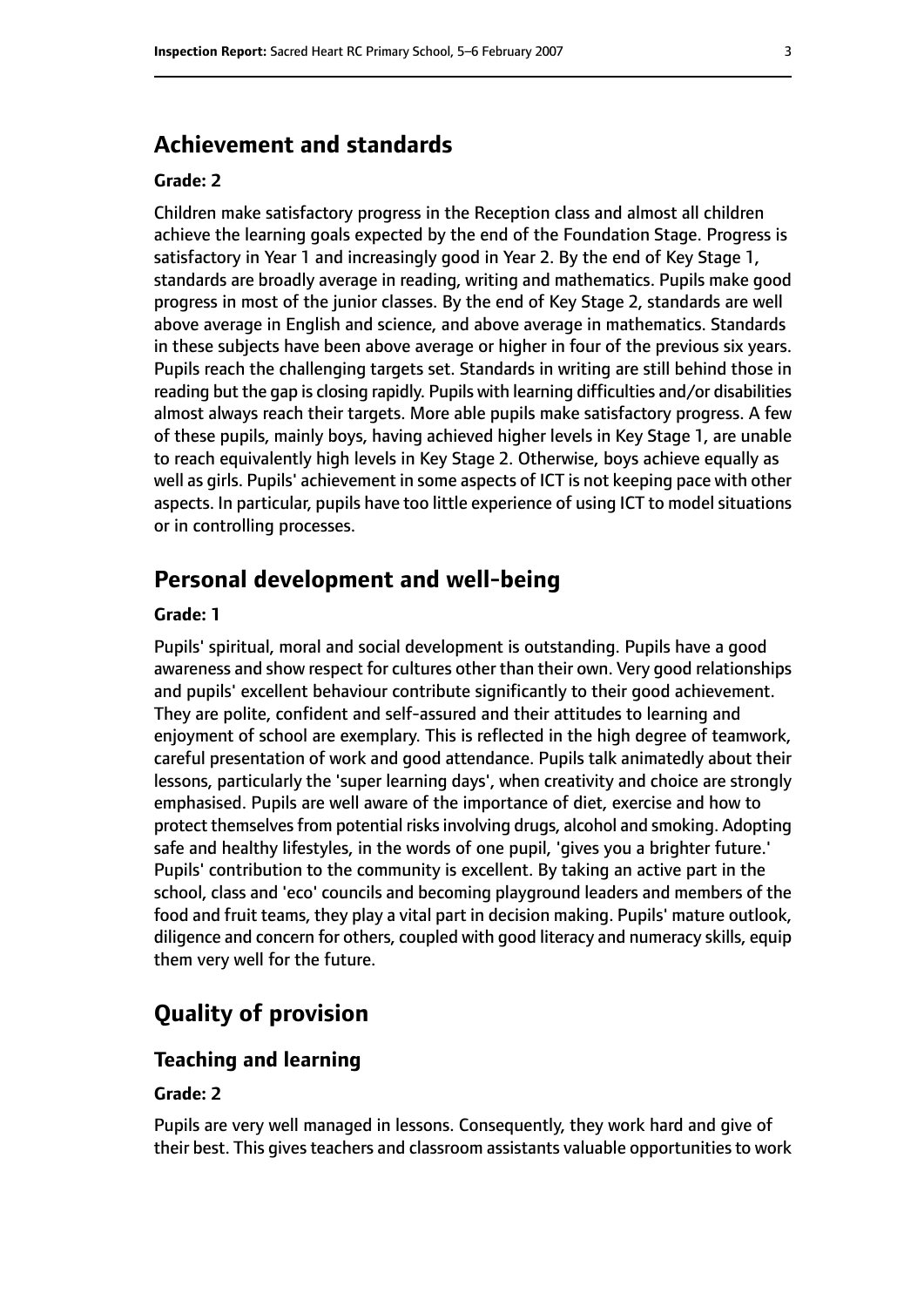## Achievement and standards

**Grade: 2**

Children make satisfactory progress in the Reception class and almost all children achieve the learning goals expected by the end of the Foundation Stage. Progress is satisfactory in Year 1 and increasingly good in Year 2. By the end of Key Stage 1, standards are broadly average in reading, writing and mathematics. Pupils make good progress in most of the junior classes. By the end of Key Stage 2, standards are well above average in English and science, and above average in mathematics. Standards in these subjects have been above average or higher in four of the previous six years. Pupils reach the challenging targets set. Standards in writing are still behind those in reading but the gap is closing rapidly. Pupils with learning difficulties and/or disabilities almost always reach their targets. More able pupils make satisfactory progress. A few of these pupils, mainly boys, having achieved higher levels in Key Stage 1, are unable to reach equivalently high levels in Key Stage 2. Otherwise, boys achieve equally as well as girls. Pupils' achievement in some aspects of ICT is not keeping pace with other aspects. In particular, pupils have too little experience of using ICT to model situations or in controlling processes.

## Personal development and well-being

**Grade: 1**

Pupils' spiritual, moral and social development is outstanding. Pupils have a good awareness and show respect for cultures other than their own. Very good relationships and pupils' excellent behaviour contribute significantly to their good achievement. They are polite, confident and self-assured and their attitudes to learning and enjoyment of school are exemplary. This is reflected in the high degree of teamwork, careful presentation of work and good attendance. Pupils talk animatedly about their lessons, particularly the 'super learning days', when creativity and choice are strongly emphasised. Pupils are well aware of the importance of diet, exercise and how to protect themselves from potential risks involving drugs, alcohol and smoking. Adopting safe and healthy lifestyles, in the words of one pupil, 'gives you a brighter future.' Pupils' contribution to the community is excellent. By taking an active part in the school, class and 'eco' councils and becoming playground leaders and members of the food and fruit teams, they play a vital part in decision making. Pupils' mature outlook, diligence and concern for others, coupled with good literacy and numeracy skills, equip them very well for the future.

# Quality of provision

### Teaching and learning

**Grade: 2**

Pupils are very well managed in lessons. Consequently, they work hard and give of their best. This gives teachers and classroom assistants valuable opportunities to work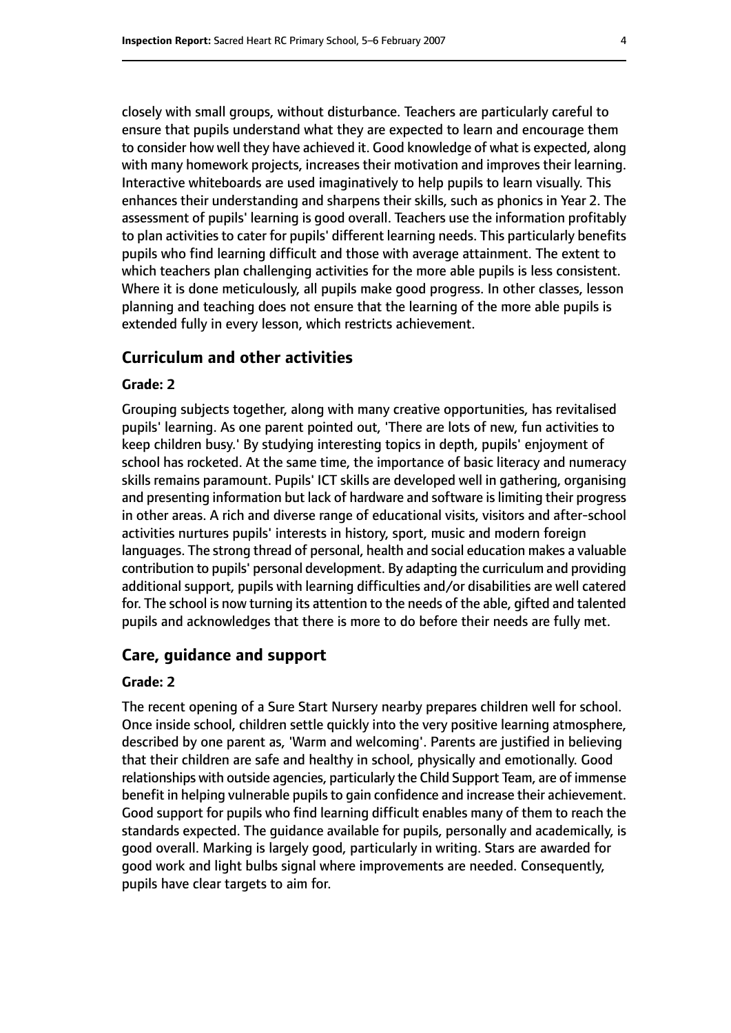closely with small groups, without disturbance. Teachers are particularly careful to ensure that pupils understand what they are expected to learn and encourage them to consider how well they have achieved it. Good knowledge of what is expected, along with many homework projects, increases their motivation and improves their learning. Interactive whiteboards are used imaginatively to help pupils to learn visually. This enhances their understanding and sharpens their skills, such as phonics in Year 2. The assessment of pupils' learning is good overall. Teachers use the information profitably to plan activities to cater for pupils' different learning needs. This particularly benefits pupils who find learning difficult and those with average attainment. The extent to which teachers plan challenging activities for the more able pupils is less consistent. Where it is done meticulously, all pupils make good progress. In other classes, lesson planning and teaching does not ensure that the learning of the more able pupils is extended fully in every lesson, which restricts achievement.

## Curriculum and other activities

### Grade: 2

Grouping subjects together, along with many creative opportunities, has revitalised pupils' learning. As one parent pointed out, 'There are lots of new, fun activities to keep children busy.' By studying interesting topics in depth, pupils' enjoyment of school has rocketed. At the same time, the importance of basic literacy and numeracy skills remains paramount. Pupils' ICT skills are developed well in gathering, organising and presenting information but lack of hardware and software is limiting their progress in other areas. A rich and diverse range of educational visits, visitors and after-school activities nurtures pupils' interests in history, sport, music and modern foreign languages. The strong thread of personal, health and social education makes a valuable contribution to pupils' personal development. By adapting the curriculum and providing additional support, pupils with learning difficulties and/or disabilities are well catered for. The school is now turning its attention to the needs of the able, gifted and talented pupils and acknowledges that there is more to do before their needs are fully met.

## Care, guidance and support

### Grade: 2

The recent opening of a Sure Start Nursery nearby prepares children well for school. Once inside school, children settle quickly into the very positive learning atmosphere, described by one parent as, 'Warm and welcoming'. Parents are justified in believing that their children are safe and healthy in school, physically and emotionally. Good relationships with outside agencies, particularly the Child Support Team, are of immense benefit in helping vulnerable pupils to gain confidence and increase their achievement. Good support for pupils who find learning difficult enables many of them to reach the standards expected. The guidance available for pupils, personally and academically, is good overall. Marking is largely good, particularly in writing. Stars are awarded for good work and light bulbs signal where improvements are needed. Consequently, pupils have clear targets to aim for.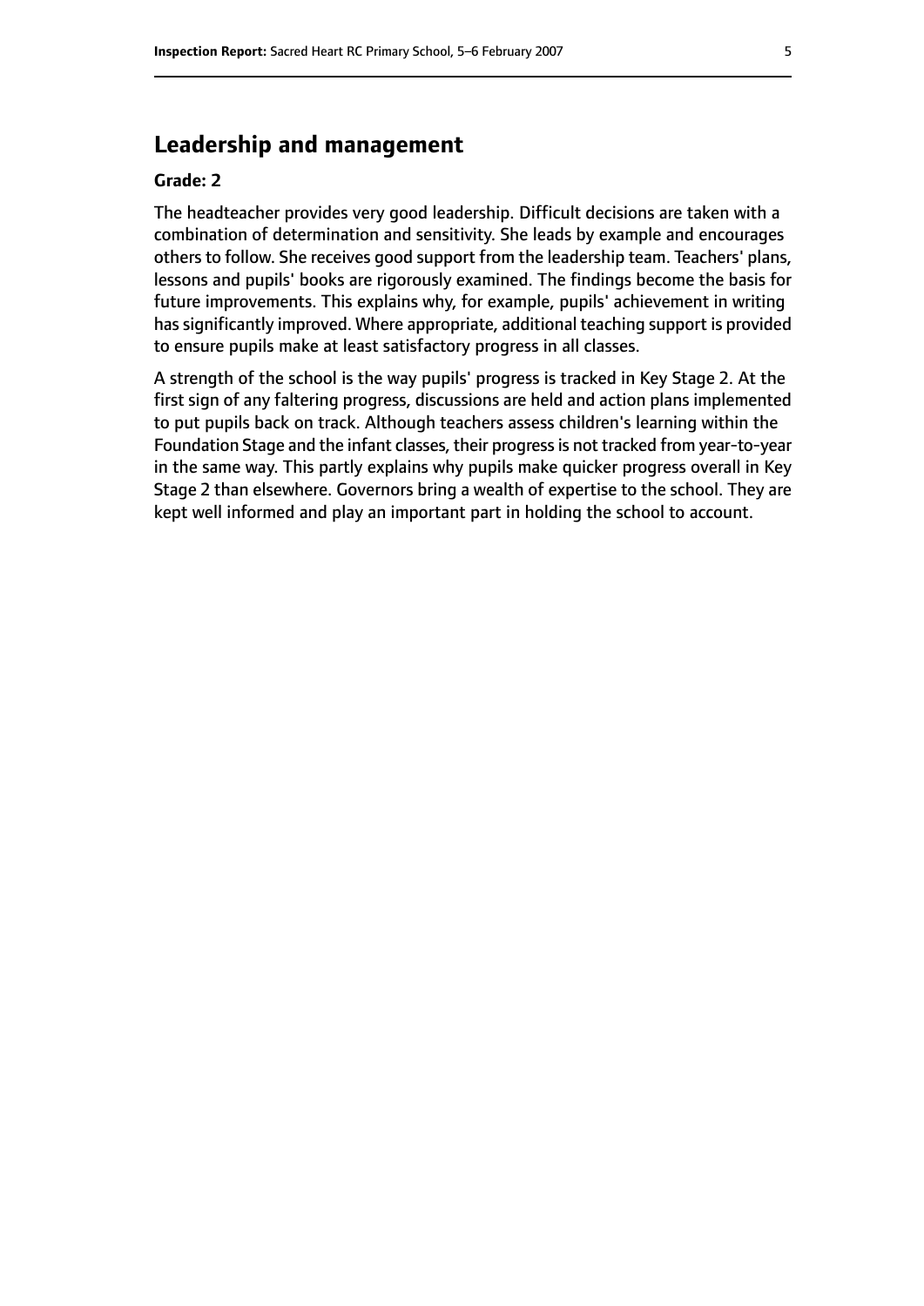## Leadership and management

**Grade: 2**

The headteacher provides very good leadership. Difficult decisions are taken with a combination of determination and sensitivity. She leads by example and encourages others to follow. She receives good support from the leadership team. Teachers' plans, lessons and pupils' books are rigorously examined. The findings become the basis for future improvements. This explains why, for example, pupils' achievement in writing has significantly improved. Where appropriate, additional teaching support is provided to ensure pupils make at least satisfactory progress in all classes.

A strength of the school is the way pupils' progress is tracked in Key Stage 2. At the first sign of any faltering progress, discussions are held and action plans implemented to put pupils back on track. Although teachers assess children's learning within the Foundation Stage and the infant classes, their progress is not tracked from year-to-year in the same way. This partly explains why pupils make quicker progress overall in Key Stage 2 than elsewhere. Governors bring a wealth of expertise to the school. They are kept well informed and play an important part in holding the school to account.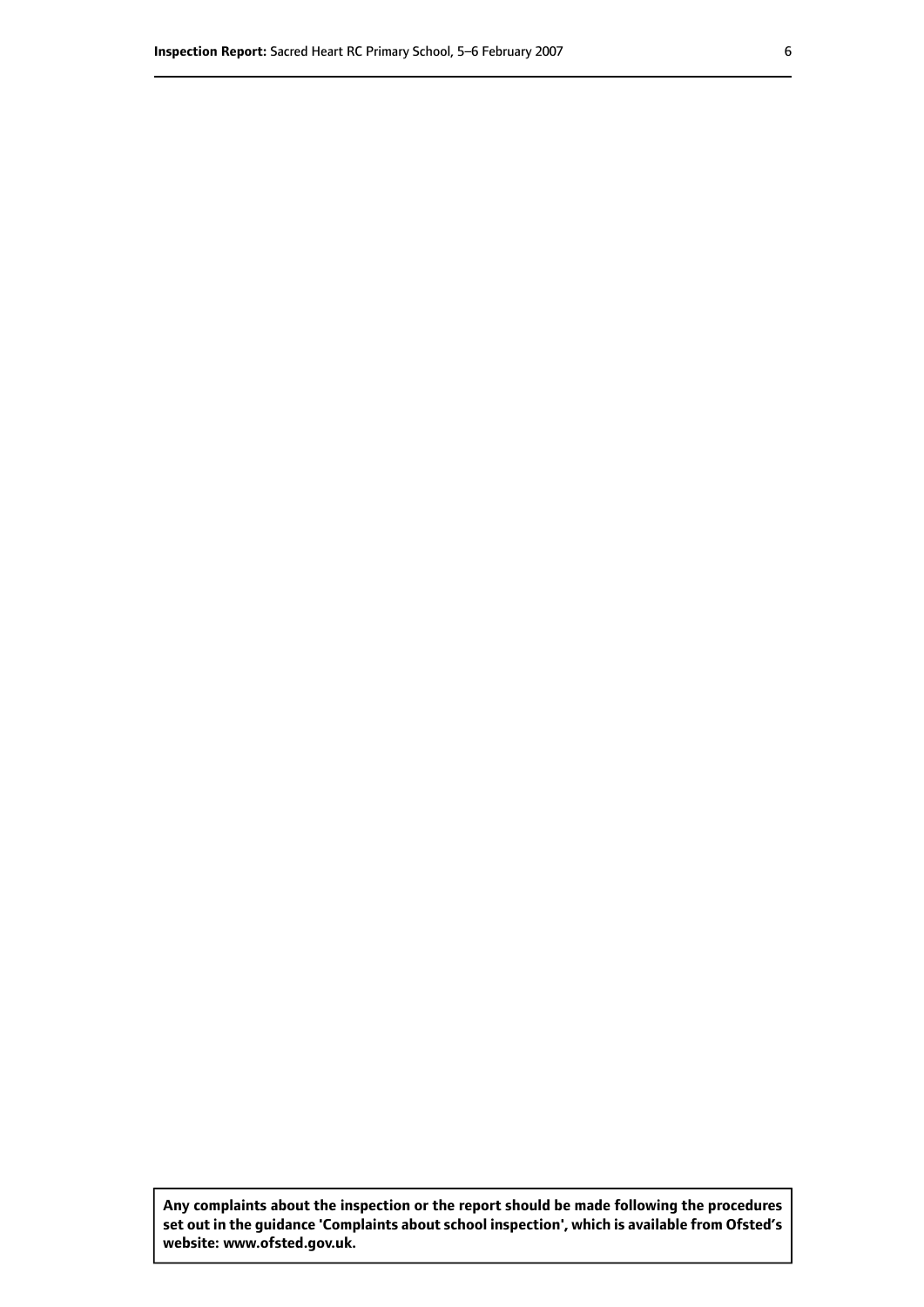**Any complaints about the inspection or the report should be made following the procedures set out in the guidance 'Complaints about school inspection', which is available from Ofsted's website: www.ofsted.gov.uk.**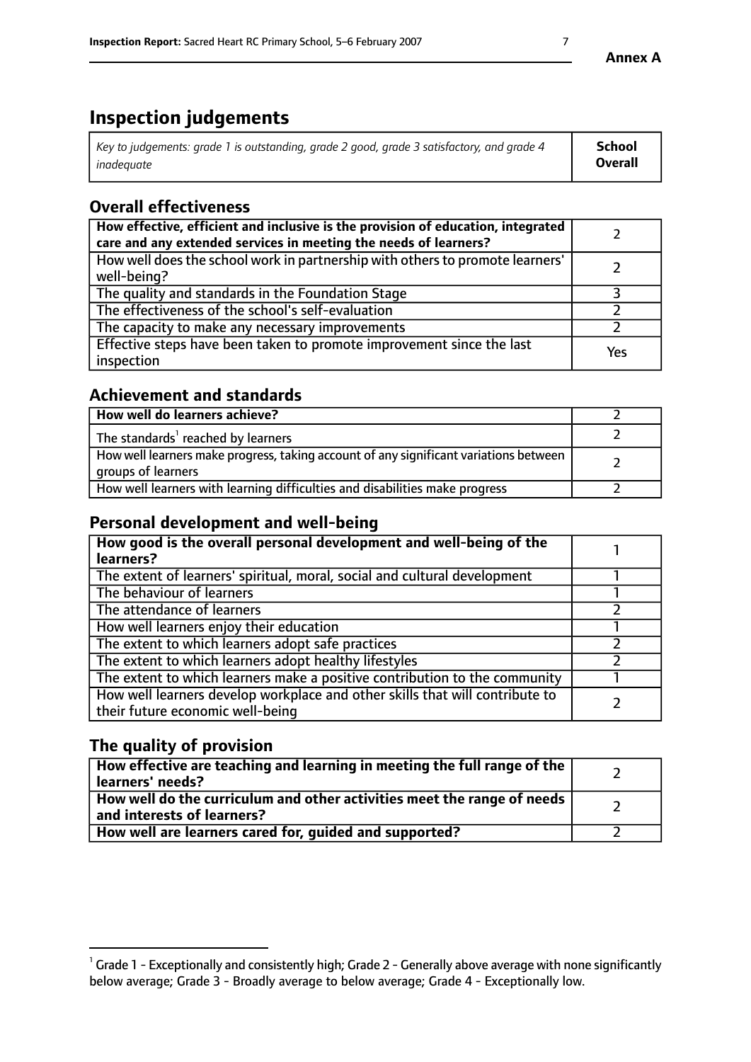# Inspection judgements

| *Key to judgements: grade 1 is outstanding, grade 2 good, grade 3 satisfactory, and grade 4 inadequate* | **School Overall** |
|---|---|

## Overall effectiveness

| | |
|---|---|
| **How effective, efficient and inclusive is the provision of education, integrated care and any extended services in meeting the needs of learners?** | 2 |
| How well does the school work in partnership with others to promote learners' well-being? | 2 |
| The quality and standards in the Foundation Stage | 3 |
| The effectiveness of the school's self-evaluation | 2 |
| The capacity to make any necessary improvements | 2 |
| Effective steps have been taken to promote improvement since the last inspection | Yes |

## Achievement and standards

| | |
|---|---|
| **How well do learners achieve?** | 2 |
| The standards[1] reached by learners | 2 |
| How well learners make progress, taking account of any significant variations between groups of learners | 2 |
| How well learners with learning difficulties and disabilities make progress | 2 |

## Personal development and well-being

| | |
|---|---|
| **How good is the overall personal development and well-being of the learners?** | 1 |
| The extent of learners' spiritual, moral, social and cultural development | 1 |
| The behaviour of learners | 1 |
| The attendance of learners | 2 |
| How well learners enjoy their education | 1 |
| The extent to which learners adopt safe practices | 2 |
| The extent to which learners adopt healthy lifestyles | 2 |
| The extent to which learners make a positive contribution to the community | 1 |
| How well learners develop workplace and other skills that will contribute to their future economic well-being | 2 |

## The quality of provision

| | |
|---|---|
| **How effective are teaching and learning in meeting the full range of the learners' needs?** | 2 |
| **How well do the curriculum and other activities meet the range of needs and interests of learners?** | 2 |
| **How well are learners cared for, guided and supported?** | 2 |

[1] Grade 1 - Exceptionally and consistently high; Grade 2 - Generally above average with none significantly below average; Grade 3 - Broadly average to below average; Grade 4 - Exceptionally low.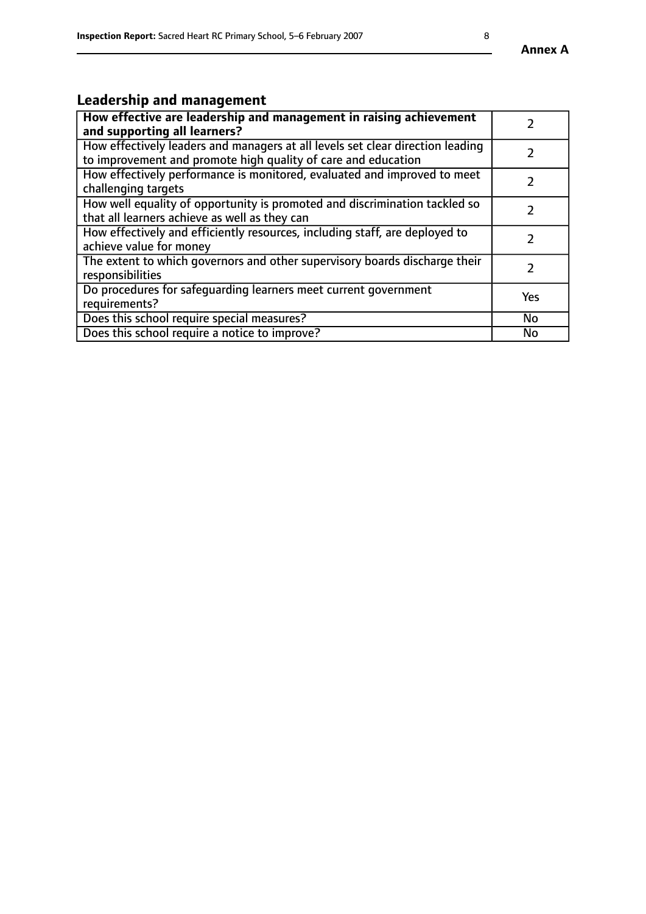## Leadership and management

| **How effective are leadership and management in raising achievement and supporting all learners?** | 2 |
|---|---|
| How effectively leaders and managers at all levels set clear direction leading to improvement and promote high quality of care and education | 2 |
| How effectively performance is monitored, evaluated and improved to meet challenging targets | 2 |
| How well equality of opportunity is promoted and discrimination tackled so that all learners achieve as well as they can | 2 |
| How effectively and efficiently resources, including staff, are deployed to achieve value for money | 2 |
| The extent to which governors and other supervisory boards discharge their responsibilities | 2 |
| Do procedures for safeguarding learners meet current government requirements? | Yes |
| Does this school require special measures? | No |
| Does this school require a notice to improve? | No |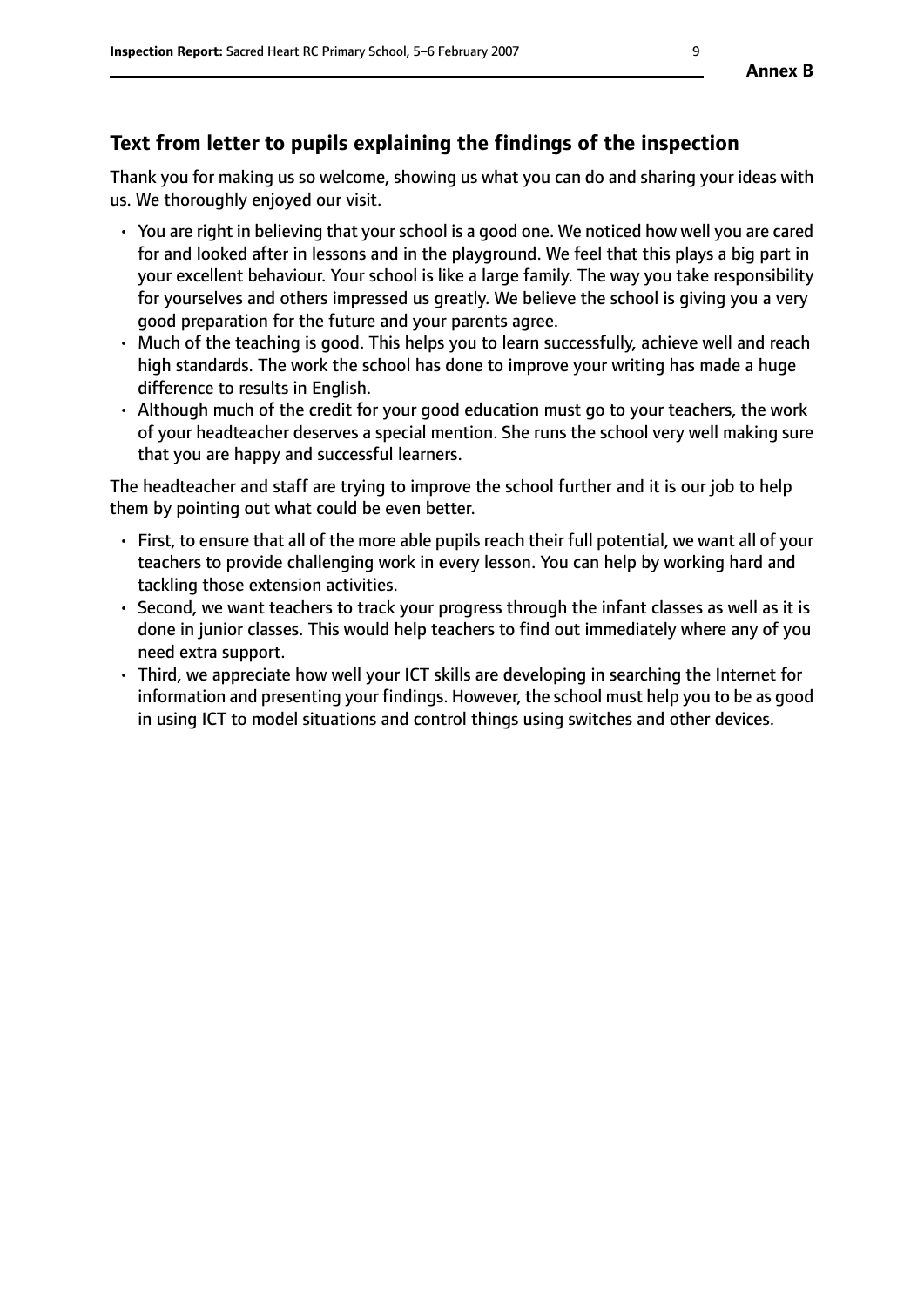## Text from letter to pupils explaining the findings of the inspection

Thank you for making us so welcome, showing us what you can do and sharing your ideas with us. We thoroughly enjoyed our visit.

- You are right in believing that your school is a good one. We noticed how well you are cared for and looked after in lessons and in the playground. We feel that this plays a big part in your excellent behaviour. Your school is like a large family. The way you take responsibility for yourselves and others impressed us greatly. We believe the school is giving you a very good preparation for the future and your parents agree.
- Much of the teaching is good. This helps you to learn successfully, achieve well and reach high standards. The work the school has done to improve your writing has made a huge difference to results in English.
- Although much of the credit for your good education must go to your teachers, the work of your headteacher deserves a special mention. She runs the school very well making sure that you are happy and successful learners.

The headteacher and staff are trying to improve the school further and it is our job to help them by pointing out what could be even better.

- First, to ensure that all of the more able pupils reach their full potential, we want all of your teachers to provide challenging work in every lesson. You can help by working hard and tackling those extension activities.
- Second, we want teachers to track your progress through the infant classes as well as it is done in junior classes. This would help teachers to find out immediately where any of you need extra support.
- Third, we appreciate how well your ICT skills are developing in searching the Internet for information and presenting your findings. However, the school must help you to be as good in using ICT to model situations and control things using switches and other devices.